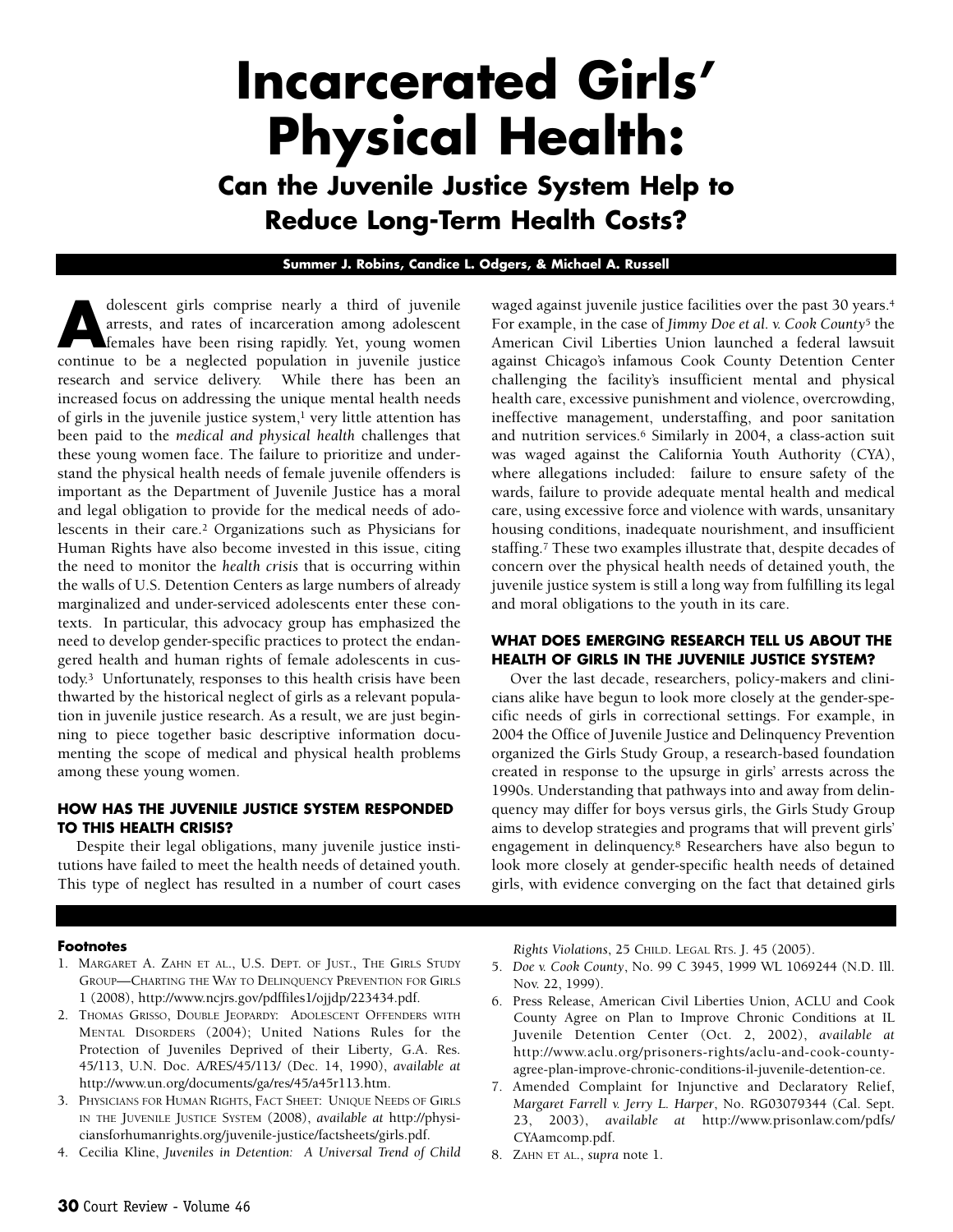# Incarcerated Girls' Physical Health:

## Can the Juvenile Justice System Help to Reduce Long-Term Health Costs?

**Summer J. Robins, Candice L. Odgers, & Michael A. Russell**

Adolescent girls comprise nearly a third of juvenile arrests, and rates of incarceration among adolescent females have been rising rapidly. Yet, young women continue to be a neglected population in juvenile justice research and service delivery. While there has been an increased focus on addressing the unique mental health needs of girls in the juvenile justice system,[1] very little attention has been paid to the *medical and physical health* challenges that these young women face. The failure to prioritize and understand the physical health needs of female juvenile offenders is important as the Department of Juvenile Justice has a moral and legal obligation to provide for the medical needs of adolescents in their care.[2] Organizations such as Physicians for Human Rights have also become invested in this issue, citing the need to monitor the *health crisis* that is occurring within the walls of U.S. Detention Centers as large numbers of already marginalized and under-serviced adolescents enter these contexts. In particular, this advocacy group has emphasized the need to develop gender-specific practices to protect the endangered health and human rights of female adolescents in custody.[3] Unfortunately, responses to this health crisis have been thwarted by the historical neglect of girls as a relevant population in juvenile justice research. As a result, we are just beginning to piece together basic descriptive information documenting the scope of medical and physical health problems among these young women.

### HOW HAS THE JUVENILE JUSTICE SYSTEM RESPONDED TO THIS HEALTH CRISIS?

Despite their legal obligations, many juvenile justice institutions have failed to meet the health needs of detained youth. This type of neglect has resulted in a number of court cases waged against juvenile justice facilities over the past 30 years.[4] For example, in the case of *Jimmy Doe et al. v. Cook County*[5] the American Civil Liberties Union launched a federal lawsuit against Chicago's infamous Cook County Detention Center challenging the facility's insufficient mental and physical health care, excessive punishment and violence, overcrowding, ineffective management, understaffing, and poor sanitation and nutrition services.[6] Similarly in 2004, a class-action suit was waged against the California Youth Authority (CYA), where allegations included: failure to ensure safety of the wards, failure to provide adequate mental health and medical care, using excessive force and violence with wards, unsanitary housing conditions, inadequate nourishment, and insufficient staffing.[7] These two examples illustrate that, despite decades of concern over the physical health needs of detained youth, the juvenile justice system is still a long way from fulfilling its legal and moral obligations to the youth in its care.

### WHAT DOES EMERGING RESEARCH TELL US ABOUT THE HEALTH OF GIRLS IN THE JUVENILE JUSTICE SYSTEM?

Over the last decade, researchers, policy-makers and clinicians alike have begun to look more closely at the gender-specific needs of girls in correctional settings. For example, in 2004 the Office of Juvenile Justice and Delinquency Prevention organized the Girls Study Group, a research-based foundation created in response to the upsurge in girls' arrests across the 1990s. Understanding that pathways into and away from delinquency may differ for boys versus girls, the Girls Study Group aims to develop strategies and programs that will prevent girls' engagement in delinquency.[8] Researchers have also begun to look more closely at gender-specific health needs of detained girls, with evidence converging on the fact that detained girls

#### Footnotes

1. Margaret A. Zahn et al., U.S. Dept. of Just., The Girls Study Group—Charting the Way to Delinquency Prevention for Girls 1 (2008), http://www.ncjrs.gov/pdffiles1/ojjdp/223434.pdf.
2. Thomas Grisso, Double Jeopardy: Adolescent Offenders with Mental Disorders (2004); United Nations Rules for the Protection of Juveniles Deprived of their Liberty, G.A. Res. 45/113, U.N. Doc. A/RES/45/113/ (Dec. 14, 1990), *available at* http://www.un.org/documents/ga/res/45/a45r113.htm.
3. Physicians for Human Rights, Fact Sheet: Unique Needs of Girls in the Juvenile Justice System (2008), *available at* http://physiciansforhumanrights.org/juvenile-justice/factsheets/girls.pdf.
4. Cecilia Kline, *Juveniles in Detention: A Universal Trend of Child Rights Violations*, 25 Child. Legal Rts. J. 45 (2005).
5. *Doe v. Cook County*, No. 99 C 3945, 1999 WL 1069244 (N.D. Ill. Nov. 22, 1999).
6. Press Release, American Civil Liberties Union, ACLU and Cook County Agree on Plan to Improve Chronic Conditions at IL Juvenile Detention Center (Oct. 2, 2002), *available at* http://www.aclu.org/prisoners-rights/aclu-and-cook-county-agree-plan-improve-chronic-conditions-il-juvenile-detention-ce.
7. Amended Complaint for Injunctive and Declaratory Relief, *Margaret Farrell v. Jerry L. Harper*, No. RG03079344 (Cal. Sept. 23, 2003), *available at* http://www.prisonlaw.com/pdfs/CYAamcomp.pdf.
8. Zahn et al., *supra* note 1.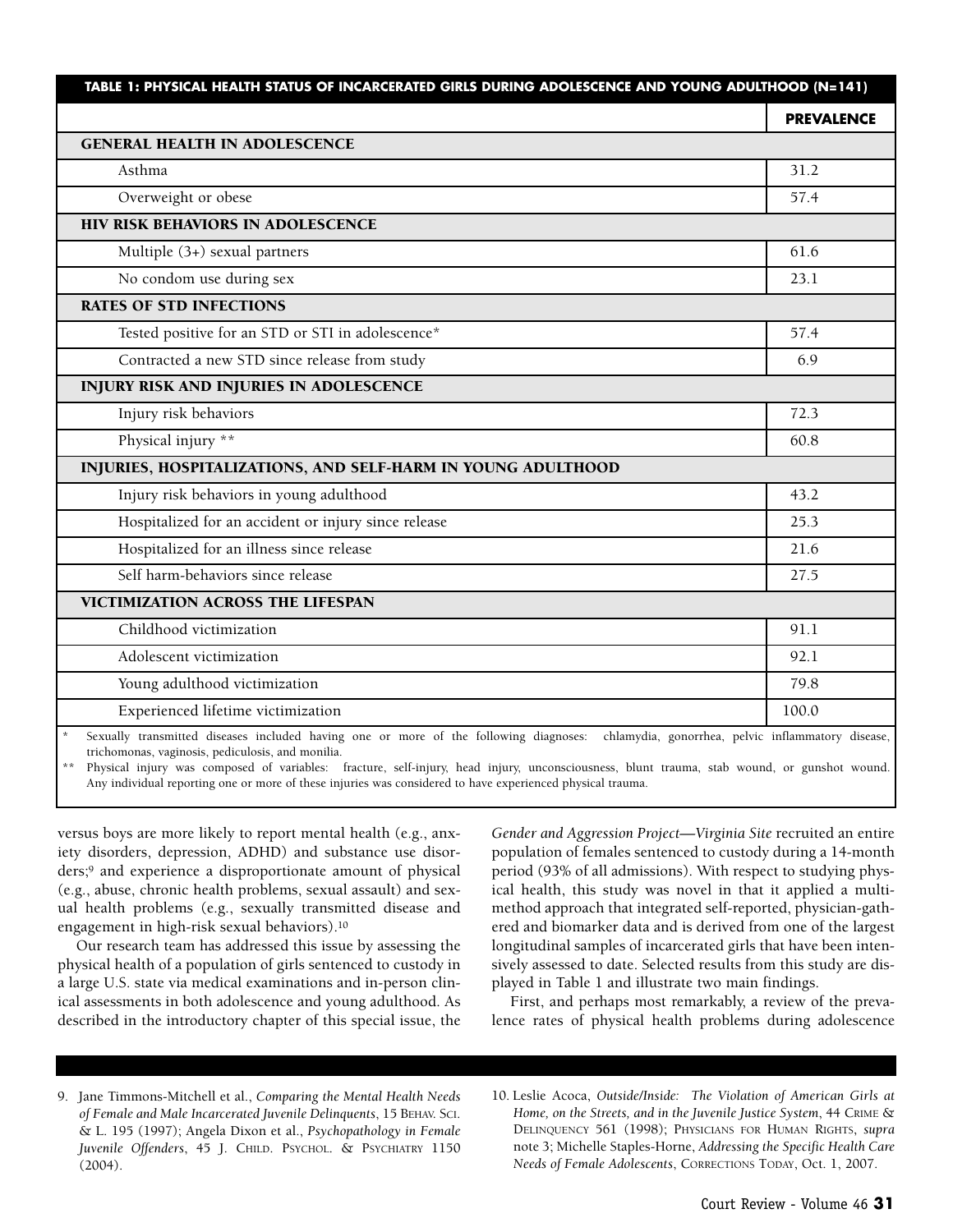**TABLE 1: PHYSICAL HEALTH STATUS OF INCARCERATED GIRLS DURING ADOLESCENCE AND YOUNG ADULTHOOD (N=141)**

| | PREVALENCE |
|---|---|
| **GENERAL HEALTH IN ADOLESCENCE** | |
| Asthma | 31.2 |
| Overweight or obese | 57.4 |
| **HIV RISK BEHAVIORS IN ADOLESCENCE** | |
| Multiple (3+) sexual partners | 61.6 |
| No condom use during sex | 23.1 |
| **RATES OF STD INFECTIONS** | |
| Tested positive for an STD or STI in adolescence* | 57.4 |
| Contracted a new STD since release from study | 6.9 |
| **INJURY RISK AND INJURIES IN ADOLESCENCE** | |
| Injury risk behaviors | 72.3 |
| Physical injury ** | 60.8 |
| **INJURIES, HOSPITALIZATIONS, AND SELF-HARM IN YOUNG ADULTHOOD** | |
| Injury risk behaviors in young adulthood | 43.2 |
| Hospitalized for an accident or injury since release | 25.3 |
| Hospitalized for an illness since release | 21.6 |
| Self harm-behaviors since release | 27.5 |
| **VICTIMIZATION ACROSS THE LIFESPAN** | |
| Childhood victimization | 91.1 |
| Adolescent victimization | 92.1 |
| Young adulthood victimization | 79.8 |
| Experienced lifetime victimization | 100.0 |

\* Sexually transmitted diseases included having one or more of the following diagnoses: chlamydia, gonorrhea, pelvic inflammatory disease, trichomonas, vaginosis, pediculosis, and monilia.

\*\* Physical injury was composed of variables: fracture, self-injury, head injury, unconsciousness, blunt trauma, stab wound, or gunshot wound. Any individual reporting one or more of these injuries was considered to have experienced physical trauma.

versus boys are more likely to report mental health (e.g., anxiety disorders, depression, ADHD) and substance use disorders;[9] and experience a disproportionate amount of physical (e.g., abuse, chronic health problems, sexual assault) and sexual health problems (e.g., sexually transmitted disease and engagement in high-risk sexual behaviors).[10]

Our research team has addressed this issue by assessing the physical health of a population of girls sentenced to custody in a large U.S. state via medical examinations and in-person clinical assessments in both adolescence and young adulthood. As described in the introductory chapter of this special issue, the *Gender and Aggression Project—Virginia Site* recruited an entire population of females sentenced to custody during a 14-month period (93% of all admissions). With respect to studying physical health, this study was novel in that it applied a multimethod approach that integrated self-reported, physician-gathered and biomarker data and is derived from one of the largest longitudinal samples of incarcerated girls that have been intensively assessed to date. Selected results from this study are displayed in Table 1 and illustrate two main findings.

First, and perhaps most remarkably, a review of the prevalence rates of physical health problems during adolescence

9. Jane Timmons-Mitchell et al., *Comparing the Mental Health Needs of Female and Male Incarcerated Juvenile Delinquents*, 15 BEHAV. SCI. & L. 195 (1997); Angela Dixon et al., *Psychopathology in Female Juvenile Offenders*, 45 J. CHILD. PSYCHOL. & PSYCHIATRY 1150 (2004).

10. Leslie Acoca, *Outside/Inside: The Violation of American Girls at Home, on the Streets, and in the Juvenile Justice System*, 44 CRIME & DELINQUENCY 561 (1998); PHYSICIANS FOR HUMAN RIGHTS, *supra* note 3; Michelle Staples-Horne, *Addressing the Specific Health Care Needs of Female Adolescents*, CORRECTIONS TODAY, Oct. 1, 2007.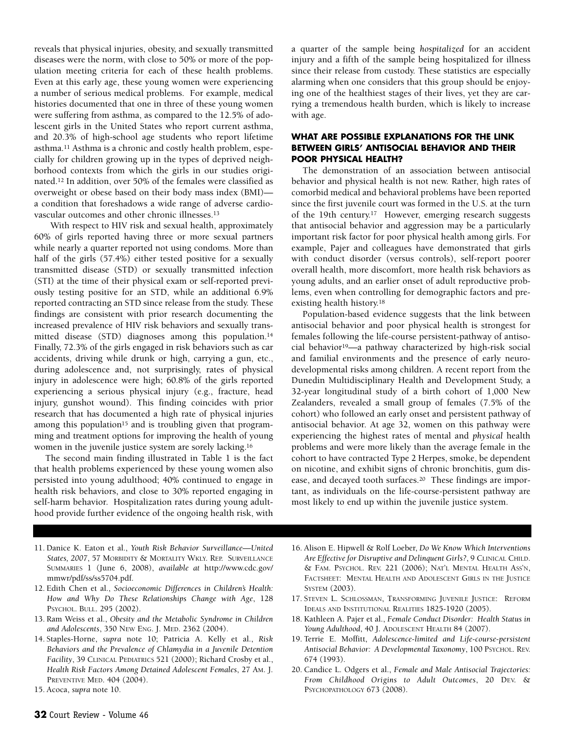reveals that physical injuries, obesity, and sexually transmitted diseases were the norm, with close to 50% or more of the population meeting criteria for each of these health problems. Even at this early age, these young women were experiencing a number of serious medical problems. For example, medical histories documented that one in three of these young women were suffering from asthma, as compared to the 12.5% of adolescent girls in the United States who report current asthma, and 20.3% of high-school age students who report lifetime asthma.[11] Asthma is a chronic and costly health problem, especially for children growing up in the types of deprived neighborhood contexts from which the girls in our studies originated.[12] In addition, over 50% of the females were classified as overweight or obese based on their body mass index (BMI)—a condition that foreshadows a wide range of adverse cardiovascular outcomes and other chronic illnesses.[13]

With respect to HIV risk and sexual health, approximately 60% of girls reported having three or more sexual partners while nearly a quarter reported not using condoms. More than half of the girls (57.4%) either tested positive for a sexually transmitted disease (STD) or sexually transmitted infection (STI) at the time of their physical exam or self-reported previously testing positive for an STD, while an additional 6.9% reported contracting an STD since release from the study. These findings are consistent with prior research documenting the increased prevalence of HIV risk behaviors and sexually transmitted disease (STD) diagnoses among this population.[14] Finally, 72.3% of the girls engaged in risk behaviors such as car accidents, driving while drunk or high, carrying a gun, etc., during adolescence and, not surprisingly, rates of physical injury in adolescence were high; 60.8% of the girls reported experiencing a serious physical injury (e.g., fracture, head injury, gunshot wound). This finding coincides with prior research that has documented a high rate of physical injuries among this population[15] and is troubling given that programming and treatment options for improving the health of young women in the juvenile justice system are sorely lacking.[16]

The second main finding illustrated in Table 1 is the fact that health problems experienced by these young women also persisted into young adulthood; 40% continued to engage in health risk behaviors, and close to 30% reported engaging in self-harm behavior. Hospitalization rates during young adulthood provide further evidence of the ongoing health risk, with a quarter of the sample being *hospitalized* for an accident injury and a fifth of the sample being hospitalized for illness since their release from custody. These statistics are especially alarming when one considers that this group should be enjoying one of the healthiest stages of their lives, yet they are carrying a tremendous health burden, which is likely to increase with age.

### WHAT ARE POSSIBLE EXPLANATIONS FOR THE LINK BETWEEN GIRLS' ANTISOCIAL BEHAVIOR AND THEIR POOR PHYSICAL HEALTH?

The demonstration of an association between antisocial behavior and physical health is not new. Rather, high rates of comorbid medical and behavioral problems have been reported since the first juvenile court was formed in the U.S. at the turn of the 19th century.[17] However, emerging research suggests that antisocial behavior and aggression may be a particularly important risk factor for poor physical health among girls. For example, Pajer and colleagues have demonstrated that girls with conduct disorder (versus controls), self-report poorer overall health, more discomfort, more health risk behaviors as young adults, and an earlier onset of adult reproductive problems, even when controlling for demographic factors and pre-existing health history.[18]

Population-based evidence suggests that the link between antisocial behavior and poor physical health is strongest for females following the life-course persistent-pathway of antisocial behavior[19]—a pathway characterized by high-risk social and familial environments and the presence of early neurodevelopmental risks among children. A recent report from the Dunedin Multidisciplinary Health and Development Study, a 32-year longitudinal study of a birth cohort of 1,000 New Zealanders, revealed a small group of females (7.5% of the cohort) who followed an early onset and persistent pathway of antisocial behavior. At age 32, women on this pathway were experiencing the highest rates of mental and *physical* health problems and were more likely than the average female in the cohort to have contracted Type 2 Herpes, smoke, be dependent on nicotine, and exhibit signs of chronic bronchitis, gum disease, and decayed tooth surfaces.[20] These findings are important, as individuals on the life-course-persistent pathway are most likely to end up within the juvenile justice system.

---

11. Danice K. Eaton et al., *Youth Risk Behavior Surveillance—United States, 2007*, 57 MORBIDITY & MORTALITY WKLY. REP. SURVEILLANCE SUMMARIES 1 (June 6, 2008), *available at* http://www.cdc.gov/mmwr/pdf/ss/ss5704.pdf.
12. Edith Chen et al., *Socioeconomic Differences in Children's Health: How and Why Do These Relationships Change with Age*, 128 PSYCHOL. BULL. 295 (2002).
13. Ram Weiss et al., *Obesity and the Metabolic Syndrome in Children and Adolescents*, 350 NEW ENG. J. MED. 2362 (2004).
14. Staples-Horne, *supra* note 10; Patricia A. Kelly et al., *Risk Behaviors and the Prevalence of Chlamydia in a Juvenile Detention Facility*, 39 CLINICAL PEDIATRICS 521 (2000); Richard Crosby et al., *Health Risk Factors Among Detained Adolescent Females*, 27 AM. J. PREVENTIVE MED. 404 (2004).
15. Acoca, *supra* note 10.
16. Alison E. Hipwell & Rolf Loeber, *Do We Know Which Interventions Are Effective for Disruptive and Delinquent Girls?*, 9 CLINICAL CHILD. & FAM. PSYCHOL. REV. 221 (2006); NAT'L MENTAL HEALTH ASS'N, FACTSHEET: MENTAL HEALTH AND ADOLESCENT GIRLS IN THE JUSTICE SYSTEM (2003).
17. STEVEN L. SCHLOSSMAN, TRANSFORMING JUVENILE JUSTICE: REFORM IDEALS AND INSTITUTIONAL REALITIES 1825-1920 (2005).
18. Kathleen A. Pajer et al., *Female Conduct Disorder: Health Status in Young Adulthood*, 40 J. ADOLESCENT HEALTH 84 (2007).
19. Terrie E. Moffitt, *Adolescence-limited and Life-course-persistent Antisocial Behavior: A Developmental Taxonomy*, 100 PSYCHOL. REV. 674 (1993).
20. Candice L. Odgers et al., *Female and Male Antisocial Trajectories: From Childhood Origins to Adult Outcomes*, 20 DEV. & PSYCHOPATHOLOGY 673 (2008).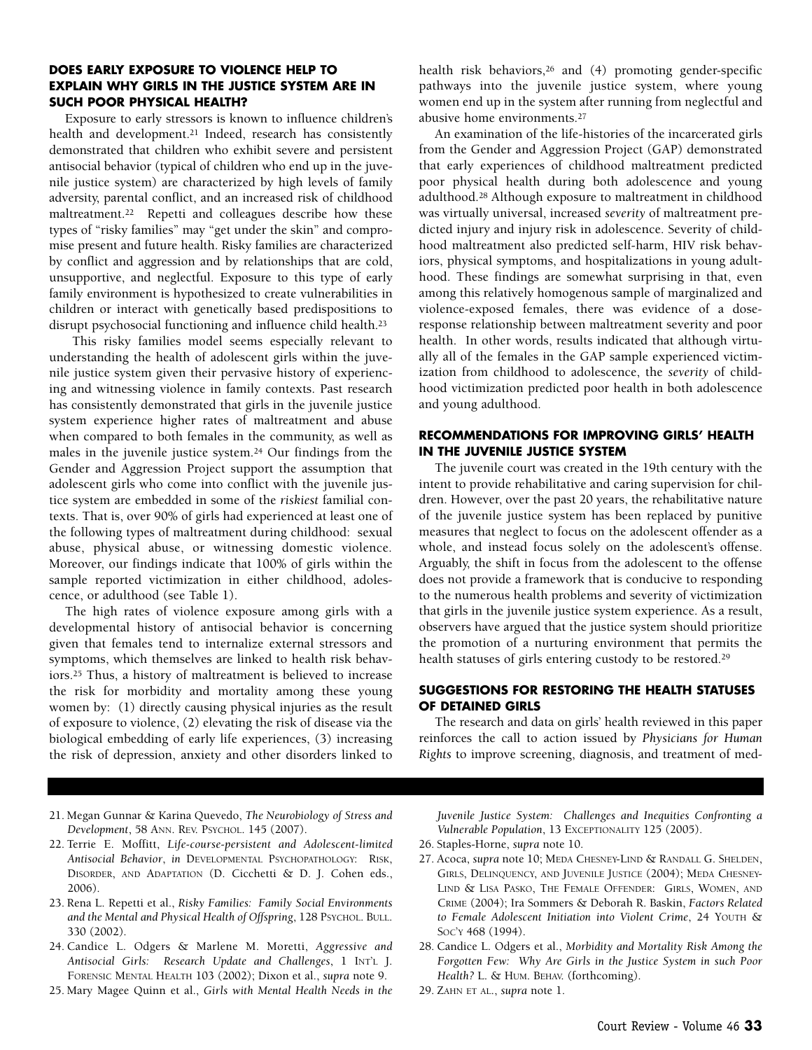### DOES EARLY EXPOSURE TO VIOLENCE HELP TO EXPLAIN WHY GIRLS IN THE JUSTICE SYSTEM ARE IN SUCH POOR PHYSICAL HEALTH?

Exposure to early stressors is known to influence children's health and development.[21] Indeed, research has consistently demonstrated that children who exhibit severe and persistent antisocial behavior (typical of children who end up in the juvenile justice system) are characterized by high levels of family adversity, parental conflict, and an increased risk of childhood maltreatment.[22] Repetti and colleagues describe how these types of "risky families" may "get under the skin" and compromise present and future health. Risky families are characterized by conflict and aggression and by relationships that are cold, unsupportive, and neglectful. Exposure to this type of early family environment is hypothesized to create vulnerabilities in children or interact with genetically based predispositions to disrupt psychosocial functioning and influence child health.[23]

This risky families model seems especially relevant to understanding the health of adolescent girls within the juvenile justice system given their pervasive history of experiencing and witnessing violence in family contexts. Past research has consistently demonstrated that girls in the juvenile justice system experience higher rates of maltreatment and abuse when compared to both females in the community, as well as males in the juvenile justice system.[24] Our findings from the Gender and Aggression Project support the assumption that adolescent girls who come into conflict with the juvenile justice system are embedded in some of the *riskiest* familial contexts. That is, over 90% of girls had experienced at least one of the following types of maltreatment during childhood: sexual abuse, physical abuse, or witnessing domestic violence. Moreover, our findings indicate that 100% of girls within the sample reported victimization in either childhood, adolescence, or adulthood (see Table 1).

The high rates of violence exposure among girls with a developmental history of antisocial behavior is concerning given that females tend to internalize external stressors and symptoms, which themselves are linked to health risk behaviors.[25] Thus, a history of maltreatment is believed to increase the risk for morbidity and mortality among these young women by: (1) directly causing physical injuries as the result of exposure to violence, (2) elevating the risk of disease via the biological embedding of early life experiences, (3) increasing the risk of depression, anxiety and other disorders linked to health risk behaviors,[26] and (4) promoting gender-specific pathways into the juvenile justice system, where young women end up in the system after running from neglectful and abusive home environments.[27]

An examination of the life-histories of the incarcerated girls from the Gender and Aggression Project (GAP) demonstrated that early experiences of childhood maltreatment predicted poor physical health during both adolescence and young adulthood.[28] Although exposure to maltreatment in childhood was virtually universal, increased *severity* of maltreatment predicted injury and injury risk in adolescence. Severity of childhood maltreatment also predicted self-harm, HIV risk behaviors, physical symptoms, and hospitalizations in young adulthood. These findings are somewhat surprising in that, even among this relatively homogenous sample of marginalized and violence-exposed females, there was evidence of a dose-response relationship between maltreatment severity and poor health. In other words, results indicated that although virtually all of the females in the GAP sample experienced victimization from childhood to adolescence, the *severity* of childhood victimization predicted poor health in both adolescence and young adulthood.

### RECOMMENDATIONS FOR IMPROVING GIRLS' HEALTH IN THE JUVENILE JUSTICE SYSTEM

The juvenile court was created in the 19th century with the intent to provide rehabilitative and caring supervision for children. However, over the past 20 years, the rehabilitative nature of the juvenile justice system has been replaced by punitive measures that neglect to focus on the adolescent offender as a whole, and instead focus solely on the adolescent's offense. Arguably, the shift in focus from the adolescent to the offense does not provide a framework that is conducive to responding to the numerous health problems and severity of victimization that girls in the juvenile justice system experience. As a result, observers have argued that the justice system should prioritize the promotion of a nurturing environment that permits the health statuses of girls entering custody to be restored.[29]

### SUGGESTIONS FOR RESTORING THE HEALTH STATUSES OF DETAINED GIRLS

The research and data on girls' health reviewed in this paper reinforces the call to action issued by *Physicians for Human Rights* to improve screening, diagnosis, and treatment of med-

---

21. Megan Gunnar & Karina Quevedo, *The Neurobiology of Stress and Development*, 58 ANN. REV. PSYCHOL. 145 (2007).
22. Terrie E. Moffitt, *Life-course-persistent and Adolescent-limited Antisocial Behavior*, *in* DEVELOPMENTAL PSYCHOPATHOLOGY: RISK, DISORDER, AND ADAPTATION (D. Cicchetti & D. J. Cohen eds., 2006).
23. Rena L. Repetti et al., *Risky Families: Family Social Environments and the Mental and Physical Health of Offspring*, 128 PSYCHOL. BULL. 330 (2002).
24. Candice L. Odgers & Marlene M. Moretti, *Aggressive and Antisocial Girls: Research Update and Challenges*, 1 INT'L J. FORENSIC MENTAL HEALTH 103 (2002); Dixon et al., *supra* note 9.
25. Mary Magee Quinn et al., *Girls with Mental Health Needs in the Juvenile Justice System: Challenges and Inequities Confronting a Vulnerable Population*, 13 EXCEPTIONALITY 125 (2005).
26. Staples-Horne, *supra* note 10.
27. Acoca, *supra* note 10; MEDA CHESNEY-LIND & RANDALL G. SHELDEN, GIRLS, DELINQUENCY, AND JUVENILE JUSTICE (2004); MEDA CHESNEY-LIND & LISA PASKO, THE FEMALE OFFENDER: GIRLS, WOMEN, AND CRIME (2004); Ira Sommers & Deborah R. Baskin, *Factors Related to Female Adolescent Initiation into Violent Crime*, 24 YOUTH & SOC'Y 468 (1994).
28. Candice L. Odgers et al., *Morbidity and Mortality Risk Among the Forgotten Few: Why Are Girls in the Justice System in such Poor Health?* L. & HUM. BEHAV. (forthcoming).
29. ZAHN ET AL., *supra* note 1.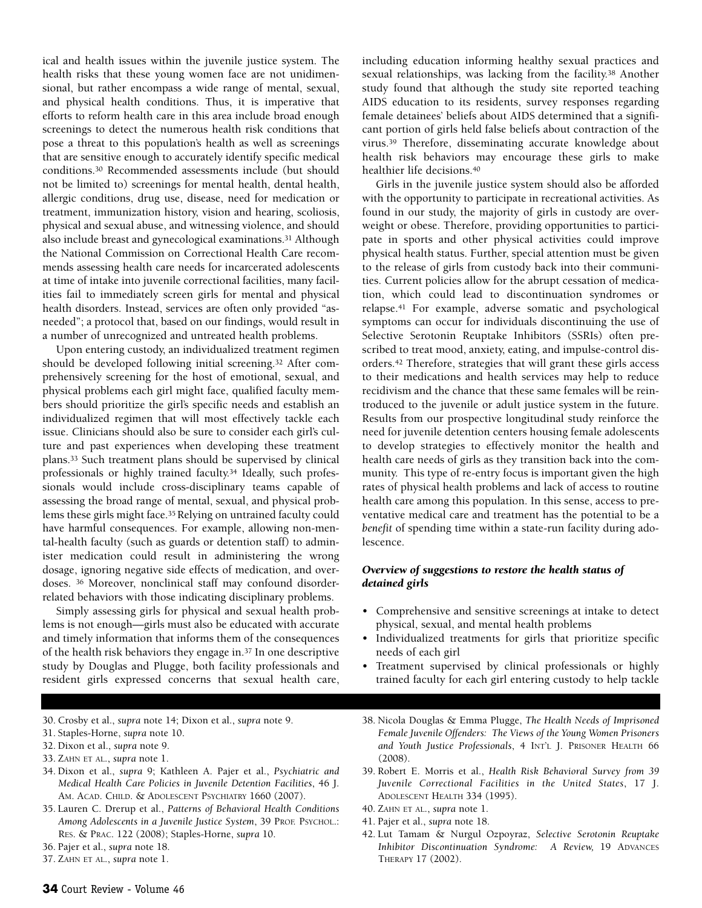ical and health issues within the juvenile justice system. The health risks that these young women face are not unidimensional, but rather encompass a wide range of mental, sexual, and physical health conditions. Thus, it is imperative that efforts to reform health care in this area include broad enough screenings to detect the numerous health risk conditions that pose a threat to this population's health as well as screenings that are sensitive enough to accurately identify specific medical conditions.[30] Recommended assessments include (but should not be limited to) screenings for mental health, dental health, allergic conditions, drug use, disease, need for medication or treatment, immunization history, vision and hearing, scoliosis, physical and sexual abuse, and witnessing violence, and should also include breast and gynecological examinations.[31] Although the National Commission on Correctional Health Care recommends assessing health care needs for incarcerated adolescents at time of intake into juvenile correctional facilities, many facilities fail to immediately screen girls for mental and physical health disorders. Instead, services are often only provided "as-needed"; a protocol that, based on our findings, would result in a number of unrecognized and untreated health problems.

Upon entering custody, an individualized treatment regimen should be developed following initial screening.[32] After comprehensively screening for the host of emotional, sexual, and physical problems each girl might face, qualified faculty members should prioritize the girl's specific needs and establish an individualized regimen that will most effectively tackle each issue. Clinicians should also be sure to consider each girl's culture and past experiences when developing these treatment plans.[33] Such treatment plans should be supervised by clinical professionals or highly trained faculty.[34] Ideally, such professionals would include cross-disciplinary teams capable of assessing the broad range of mental, sexual, and physical problems these girls might face.[35] Relying on untrained faculty could have harmful consequences. For example, allowing non-mental-health faculty (such as guards or detention staff) to administer medication could result in administering the wrong dosage, ignoring negative side effects of medication, and overdoses.[36] Moreover, nonclinical staff may confound disorder-related behaviors with those indicating disciplinary problems.

Simply assessing girls for physical and sexual health problems is not enough—girls must also be educated with accurate and timely information that informs them of the consequences of the health risk behaviors they engage in.[37] In one descriptive study by Douglas and Plugge, both facility professionals and resident girls expressed concerns that sexual health care, including education informing healthy sexual practices and sexual relationships, was lacking from the facility.[38] Another study found that although the study site reported teaching AIDS education to its residents, survey responses regarding female detainees' beliefs about AIDS determined that a significant portion of girls held false beliefs about contraction of the virus.[39] Therefore, disseminating accurate knowledge about health risk behaviors may encourage these girls to make healthier life decisions.[40]

Girls in the juvenile justice system should also be afforded with the opportunity to participate in recreational activities. As found in our study, the majority of girls in custody are overweight or obese. Therefore, providing opportunities to participate in sports and other physical activities could improve physical health status. Further, special attention must be given to the release of girls from custody back into their communities. Current policies allow for the abrupt cessation of medication, which could lead to discontinuation syndromes or relapse.[41] For example, adverse somatic and psychological symptoms can occur for individuals discontinuing the use of Selective Serotonin Reuptake Inhibitors (SSRIs) often prescribed to treat mood, anxiety, eating, and impulse-control disorders.[42] Therefore, strategies that will grant these girls access to their medications and health services may help to reduce recidivism and the chance that these same females will be reintroduced to the juvenile or adult justice system in the future. Results from our prospective longitudinal study reinforce the need for juvenile detention centers housing female adolescents to develop strategies to effectively monitor the health and health care needs of girls as they transition back into the community. This type of re-entry focus is important given the high rates of physical health problems and lack of access to routine health care among this population. In this sense, access to preventative medical care and treatment has the potential to be a *benefit* of spending time within a state-run facility during adolescence.

### *Overview of suggestions to restore the health status of detained girls*

- Comprehensive and sensitive screenings at intake to detect physical, sexual, and mental health problems
- Individualized treatments for girls that prioritize specific needs of each girl
- Treatment supervised by clinical professionals or highly trained faculty for each girl entering custody to help tackle

---

30. Crosby et al., *supra* note 14; Dixon et al., *supra* note 9.
31. Staples-Horne, *supra* note 10.
32. Dixon et al., *supra* note 9.
33. ZAHN ET AL., *supra* note 1.
34. Dixon et al., *supra* 9; Kathleen A. Pajer et al., *Psychiatric and Medical Health Care Policies in Juvenile Detention Facilities*, 46 J. AM. ACAD. CHILD. & ADOLESCENT PSYCHIATRY 1660 (2007).
35. Lauren C. Drerup et al., *Patterns of Behavioral Health Conditions Among Adolescents in a Juvenile Justice System*, 39 PROF. PSYCHOL.: RES. & PRAC. 122 (2008); Staples-Horne, *supra* note 10.
36. Pajer et al., *supra* note 18.
37. ZAHN ET AL., *supra* note 1.
38. Nicola Douglas & Emma Plugge, *The Health Needs of Imprisoned Female Juvenile Offenders: The Views of the Young Women Prisoners and Youth Justice Professionals*, 4 INT'L J. PRISONER HEALTH 66 (2008).
39. Robert E. Morris et al., *Health Risk Behavioral Survey from 39 Juvenile Correctional Facilities in the United States*, 17 J. ADOLESCENT HEALTH 334 (1995).
40. ZAHN ET AL., *supra* note 1.
41. Pajer et al., *supra* note 18.
42. Lut Tamam & Nurgul Ozpoyraz, *Selective Serotonin Reuptake Inhibitor Discontinuation Syndrome: A Review,* 19 ADVANCES THERAPY 17 (2002).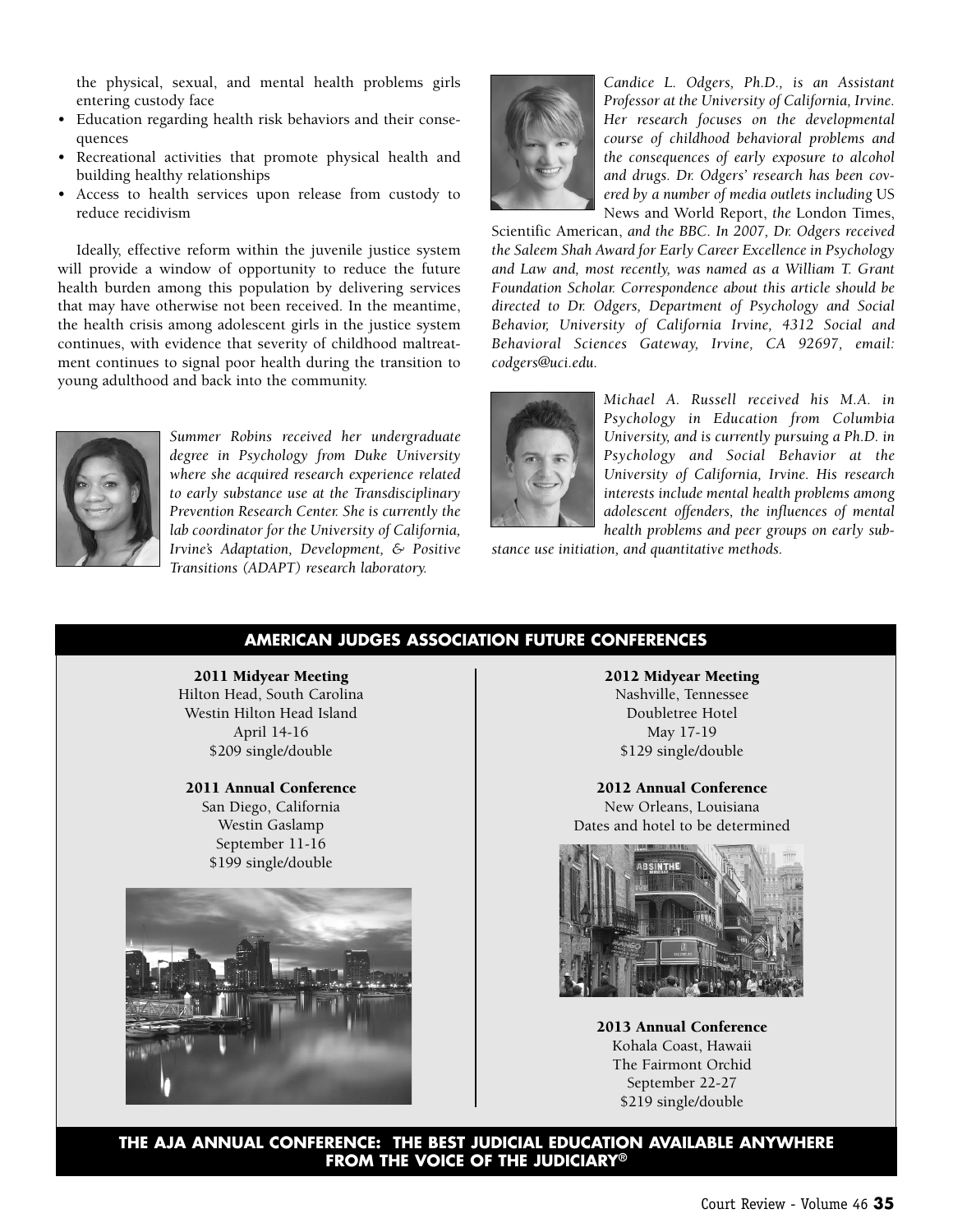the physical, sexual, and mental health problems girls entering custody face

- Education regarding health risk behaviors and their consequences
- Recreational activities that promote physical health and building healthy relationships
- Access to health services upon release from custody to reduce recidivism

Ideally, effective reform within the juvenile justice system will provide a window of opportunity to reduce the future health burden among this population by delivering services that may have otherwise not been received. In the meantime, the health crisis among adolescent girls in the justice system continues, with evidence that severity of childhood maltreatment continues to signal poor health during the transition to young adulthood and back into the community.

*Summer Robins received her undergraduate degree in Psychology from Duke University where she acquired research experience related to early substance use at the Transdisciplinary Prevention Research Center. She is currently the lab coordinator for the University of California, Irvine's Adaptation, Development, & Positive Transitions (ADAPT) research laboratory.*

*Candice L. Odgers, Ph.D., is an Assistant Professor at the University of California, Irvine. Her research focuses on the developmental course of childhood behavioral problems and the consequences of early exposure to alcohol and drugs. Dr. Odgers' research has been covered by a number of media outlets including* US News and World Report, *the* London Times, Scientific American, *and the BBC. In 2007, Dr. Odgers received the Saleem Shah Award for Early Career Excellence in Psychology and Law and, most recently, was named as a William T. Grant Foundation Scholar. Correspondence about this article should be directed to Dr. Odgers, Department of Psychology and Social Behavior, University of California Irvine, 4312 Social and Behavioral Sciences Gateway, Irvine, CA 92697, email: codgers@uci.edu.*

*Michael A. Russell received his M.A. in Psychology in Education from Columbia University, and is currently pursuing a Ph.D. in Psychology and Social Behavior at the University of California, Irvine. His research interests include mental health problems among adolescent offenders, the influences of mental health problems and peer groups on early substance use initiation, and quantitative methods.*

## AMERICAN JUDGES ASSOCIATION FUTURE CONFERENCES

**2011 Midyear Meeting**
Hilton Head, South Carolina
Westin Hilton Head Island
April 14-16
$209 single/double

**2011 Annual Conference**
San Diego, California
Westin Gaslamp
September 11-16
$199 single/double

**2012 Midyear Meeting**
Nashville, Tennessee
Doubletree Hotel
May 17-19
$129 single/double

**2012 Annual Conference**
New Orleans, Louisiana
Dates and hotel to be determined

**2013 Annual Conference**
Kohala Coast, Hawaii
The Fairmont Orchid
September 22-27
$219 single/double

**THE AJA ANNUAL CONFERENCE: THE BEST JUDICIAL EDUCATION AVAILABLE ANYWHERE FROM THE VOICE OF THE JUDICIARY®**